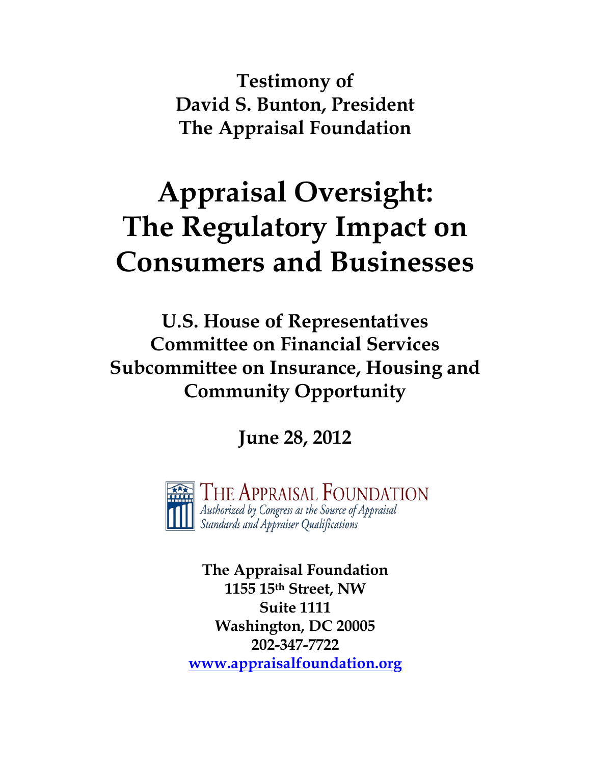**Testimony of**
**David S. Bunton, President**
**The Appraisal Foundation**

# Appraisal Oversight: The Regulatory Impact on Consumers and Businesses

**U.S. House of Representatives**
**Committee on Financial Services**
**Subcommittee on Insurance, Housing and Community Opportunity**

**June 28, 2012**

THE APPRAISAL FOUNDATION
*Authorized by Congress as the Source of Appraisal Standards and Appraiser Qualifications*

**The Appraisal Foundation**
**1155 15th Street, NW**
**Suite 1111**
**Washington, DC 20005**
**202-347-7722**
**www.appraisalfoundation.org**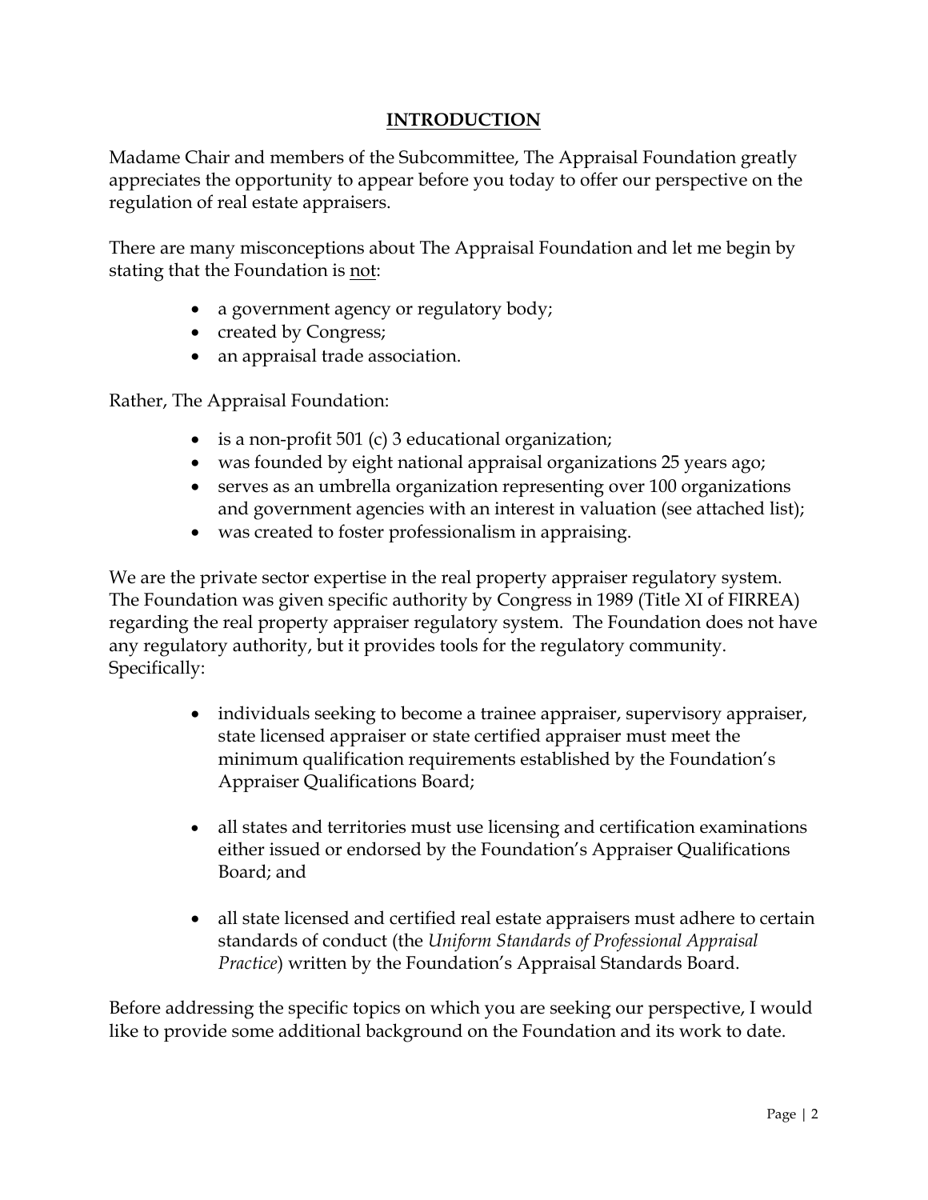# INTRODUCTION

Madame Chair and members of the Subcommittee, The Appraisal Foundation greatly appreciates the opportunity to appear before you today to offer our perspective on the regulation of real estate appraisers.

There are many misconceptions about The Appraisal Foundation and let me begin by stating that the Foundation is <u>not</u>:

- a government agency or regulatory body;
- created by Congress;
- an appraisal trade association.

Rather, The Appraisal Foundation:

- is a non-profit 501 (c) 3 educational organization;
- was founded by eight national appraisal organizations 25 years ago;
- serves as an umbrella organization representing over 100 organizations and government agencies with an interest in valuation (see attached list);
- was created to foster professionalism in appraising.

We are the private sector expertise in the real property appraiser regulatory system. The Foundation was given specific authority by Congress in 1989 (Title XI of FIRREA) regarding the real property appraiser regulatory system. The Foundation does not have any regulatory authority, but it provides tools for the regulatory community. Specifically:

- individuals seeking to become a trainee appraiser, supervisory appraiser, state licensed appraiser or state certified appraiser must meet the minimum qualification requirements established by the Foundation's Appraiser Qualifications Board;

- all states and territories must use licensing and certification examinations either issued or endorsed by the Foundation's Appraiser Qualifications Board; and

- all state licensed and certified real estate appraisers must adhere to certain standards of conduct (the *Uniform Standards of Professional Appraisal Practice*) written by the Foundation's Appraisal Standards Board.

Before addressing the specific topics on which you are seeking our perspective, I would like to provide some additional background on the Foundation and its work to date.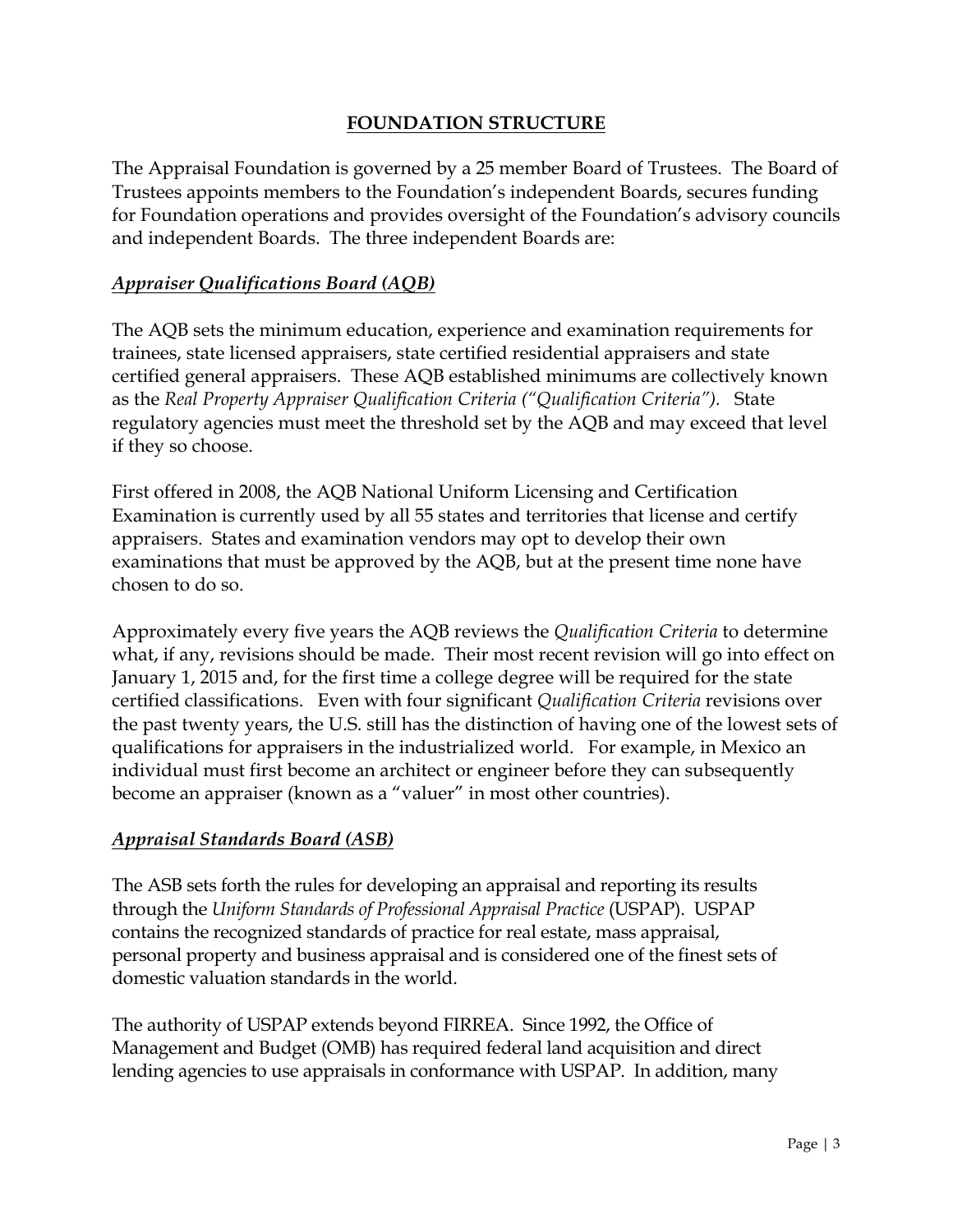## FOUNDATION STRUCTURE

The Appraisal Foundation is governed by a 25 member Board of Trustees. The Board of Trustees appoints members to the Foundation's independent Boards, secures funding for Foundation operations and provides oversight of the Foundation's advisory councils and independent Boards. The three independent Boards are:

### ***Appraiser Qualifications Board (AQB)***

The AQB sets the minimum education, experience and examination requirements for trainees, state licensed appraisers, state certified residential appraisers and state certified general appraisers. These AQB established minimums are collectively known as the *Real Property Appraiser Qualification Criteria ("Qualification Criteria").* State regulatory agencies must meet the threshold set by the AQB and may exceed that level if they so choose.

First offered in 2008, the AQB National Uniform Licensing and Certification Examination is currently used by all 55 states and territories that license and certify appraisers. States and examination vendors may opt to develop their own examinations that must be approved by the AQB, but at the present time none have chosen to do so.

Approximately every five years the AQB reviews the *Qualification Criteria* to determine what, if any, revisions should be made. Their most recent revision will go into effect on January 1, 2015 and, for the first time a college degree will be required for the state certified classifications. Even with four significant *Qualification Criteria* revisions over the past twenty years, the U.S. still has the distinction of having one of the lowest sets of qualifications for appraisers in the industrialized world. For example, in Mexico an individual must first become an architect or engineer before they can subsequently become an appraiser (known as a "valuer" in most other countries).

### ***Appraisal Standards Board (ASB)***

The ASB sets forth the rules for developing an appraisal and reporting its results through the *Uniform Standards of Professional Appraisal Practice* (USPAP). USPAP contains the recognized standards of practice for real estate, mass appraisal, personal property and business appraisal and is considered one of the finest sets of domestic valuation standards in the world.

The authority of USPAP extends beyond FIRREA. Since 1992, the Office of Management and Budget (OMB) has required federal land acquisition and direct lending agencies to use appraisals in conformance with USPAP. In addition, many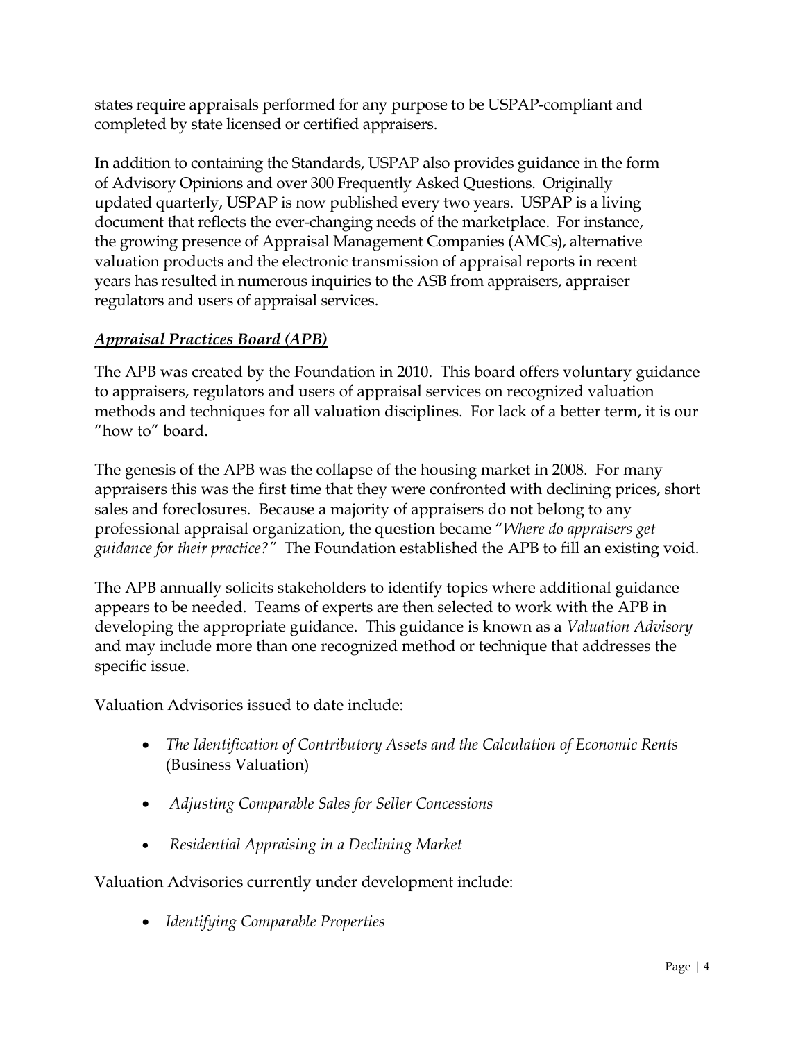states require appraisals performed for any purpose to be USPAP-compliant and completed by state licensed or certified appraisers.

In addition to containing the Standards, USPAP also provides guidance in the form of Advisory Opinions and over 300 Frequently Asked Questions. Originally updated quarterly, USPAP is now published every two years. USPAP is a living document that reflects the ever-changing needs of the marketplace. For instance, the growing presence of Appraisal Management Companies (AMCs), alternative valuation products and the electronic transmission of appraisal reports in recent years has resulted in numerous inquiries to the ASB from appraisers, appraiser regulators and users of appraisal services.

### ***Appraisal Practices Board (APB)***

The APB was created by the Foundation in 2010. This board offers voluntary guidance to appraisers, regulators and users of appraisal services on recognized valuation methods and techniques for all valuation disciplines. For lack of a better term, it is our "how to" board.

The genesis of the APB was the collapse of the housing market in 2008. For many appraisers this was the first time that they were confronted with declining prices, short sales and foreclosures. Because a majority of appraisers do not belong to any professional appraisal organization, the question became "*Where do appraisers get guidance for their practice?*" The Foundation established the APB to fill an existing void.

The APB annually solicits stakeholders to identify topics where additional guidance appears to be needed. Teams of experts are then selected to work with the APB in developing the appropriate guidance. This guidance is known as a *Valuation Advisory* and may include more than one recognized method or technique that addresses the specific issue.

Valuation Advisories issued to date include:

- *The Identification of Contributory Assets and the Calculation of Economic Rents* (Business Valuation)
- *Adjusting Comparable Sales for Seller Concessions*
- *Residential Appraising in a Declining Market*

Valuation Advisories currently under development include:

- *Identifying Comparable Properties*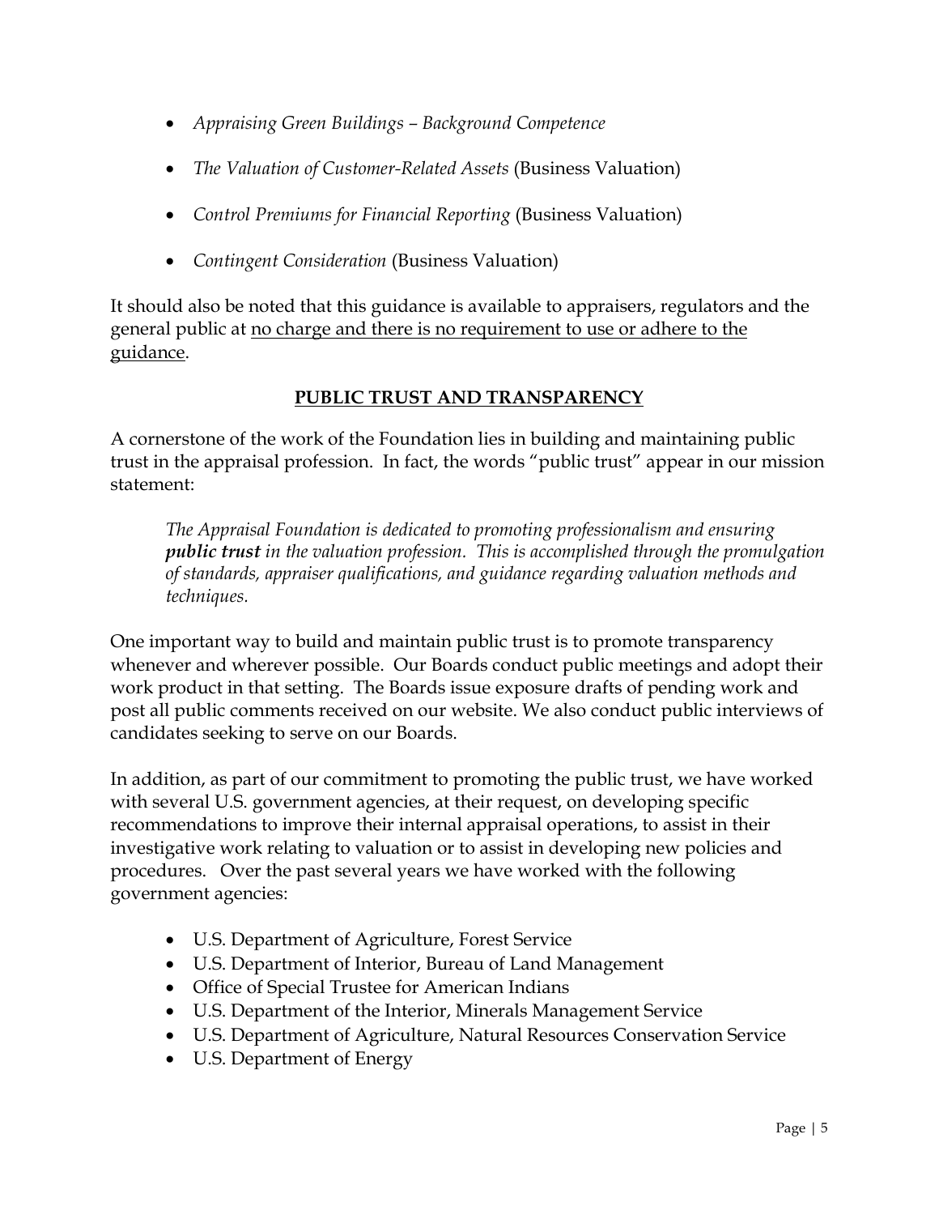- *Appraising Green Buildings – Background Competence*
- *The Valuation of Customer-Related Assets* (Business Valuation)
- *Control Premiums for Financial Reporting* (Business Valuation)
- *Contingent Consideration* (Business Valuation)

It should also be noted that this guidance is available to appraisers, regulators and the general public at <u>no charge and there is no requirement to use or adhere to the guidance</u>.

## <u>PUBLIC TRUST AND TRANSPARENCY</u>

A cornerstone of the work of the Foundation lies in building and maintaining public trust in the appraisal profession. In fact, the words "public trust" appear in our mission statement:

> *The Appraisal Foundation is dedicated to promoting professionalism and ensuring **public trust** in the valuation profession. This is accomplished through the promulgation of standards, appraiser qualifications, and guidance regarding valuation methods and techniques.*

One important way to build and maintain public trust is to promote transparency whenever and wherever possible. Our Boards conduct public meetings and adopt their work product in that setting. The Boards issue exposure drafts of pending work and post all public comments received on our website. We also conduct public interviews of candidates seeking to serve on our Boards.

In addition, as part of our commitment to promoting the public trust, we have worked with several U.S. government agencies, at their request, on developing specific recommendations to improve their internal appraisal operations, to assist in their investigative work relating to valuation or to assist in developing new policies and procedures. Over the past several years we have worked with the following government agencies:

- U.S. Department of Agriculture, Forest Service
- U.S. Department of Interior, Bureau of Land Management
- Office of Special Trustee for American Indians
- U.S. Department of the Interior, Minerals Management Service
- U.S. Department of Agriculture, Natural Resources Conservation Service
- U.S. Department of Energy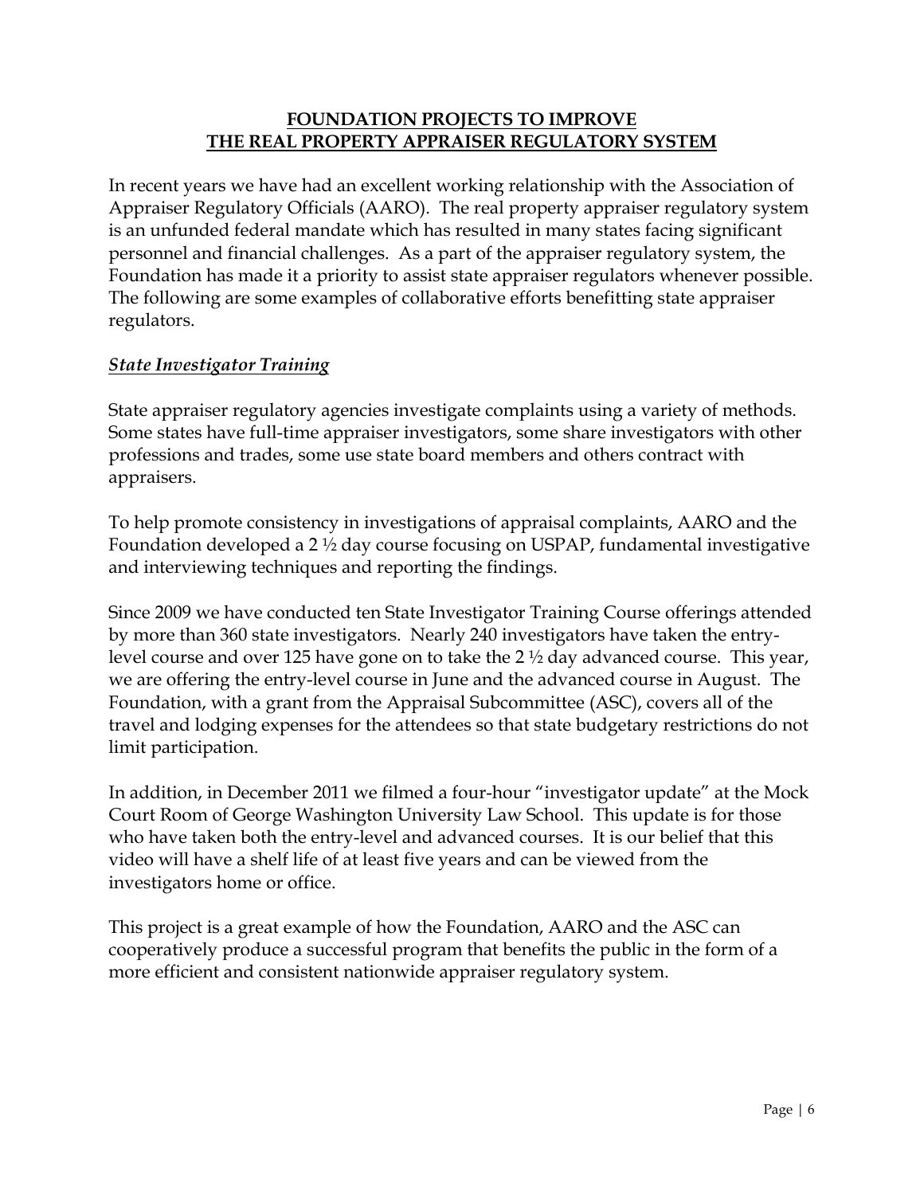## **FOUNDATION PROJECTS TO IMPROVE THE REAL PROPERTY APPRAISER REGULATORY SYSTEM**

In recent years we have had an excellent working relationship with the Association of Appraiser Regulatory Officials (AARO). The real property appraiser regulatory system is an unfunded federal mandate which has resulted in many states facing significant personnel and financial challenges. As a part of the appraiser regulatory system, the Foundation has made it a priority to assist state appraiser regulators whenever possible. The following are some examples of collaborative efforts benefitting state appraiser regulators.

### ***State Investigator Training***

State appraiser regulatory agencies investigate complaints using a variety of methods. Some states have full-time appraiser investigators, some share investigators with other professions and trades, some use state board members and others contract with appraisers.

To help promote consistency in investigations of appraisal complaints, AARO and the Foundation developed a 2 ½ day course focusing on USPAP, fundamental investigative and interviewing techniques and reporting the findings.

Since 2009 we have conducted ten State Investigator Training Course offerings attended by more than 360 state investigators. Nearly 240 investigators have taken the entry-level course and over 125 have gone on to take the 2 ½ day advanced course. This year, we are offering the entry-level course in June and the advanced course in August. The Foundation, with a grant from the Appraisal Subcommittee (ASC), covers all of the travel and lodging expenses for the attendees so that state budgetary restrictions do not limit participation.

In addition, in December 2011 we filmed a four-hour "investigator update" at the Mock Court Room of George Washington University Law School. This update is for those who have taken both the entry-level and advanced courses. It is our belief that this video will have a shelf life of at least five years and can be viewed from the investigators home or office.

This project is a great example of how the Foundation, AARO and the ASC can cooperatively produce a successful program that benefits the public in the form of a more efficient and consistent nationwide appraiser regulatory system.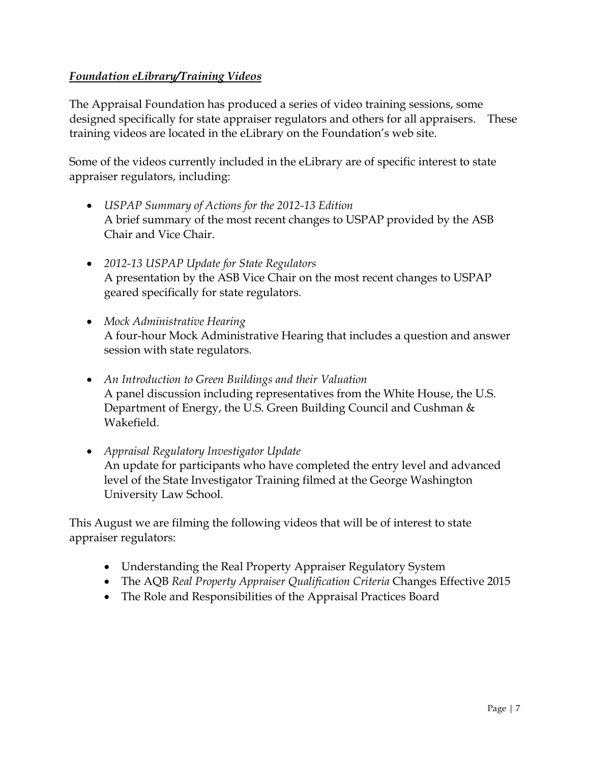***Foundation eLibrary/Training Videos***

The Appraisal Foundation has produced a series of video training sessions, some designed specifically for state appraiser regulators and others for all appraisers. These training videos are located in the eLibrary on the Foundation's web site.

Some of the videos currently included in the eLibrary are of specific interest to state appraiser regulators, including:

- *USPAP Summary of Actions for the 2012-13 Edition*
  A brief summary of the most recent changes to USPAP provided by the ASB Chair and Vice Chair.

- *2012-13 USPAP Update for State Regulators*
  A presentation by the ASB Vice Chair on the most recent changes to USPAP geared specifically for state regulators.

- *Mock Administrative Hearing*
  A four-hour Mock Administrative Hearing that includes a question and answer session with state regulators.

- *An Introduction to Green Buildings and their Valuation*
  A panel discussion including representatives from the White House, the U.S. Department of Energy, the U.S. Green Building Council and Cushman & Wakefield.

- *Appraisal Regulatory Investigator Update*
  An update for participants who have completed the entry level and advanced level of the State Investigator Training filmed at the George Washington University Law School.

This August we are filming the following videos that will be of interest to state appraiser regulators:

- Understanding the Real Property Appraiser Regulatory System
- The AQB *Real Property Appraiser Qualification Criteria* Changes Effective 2015
- The Role and Responsibilities of the Appraisal Practices Board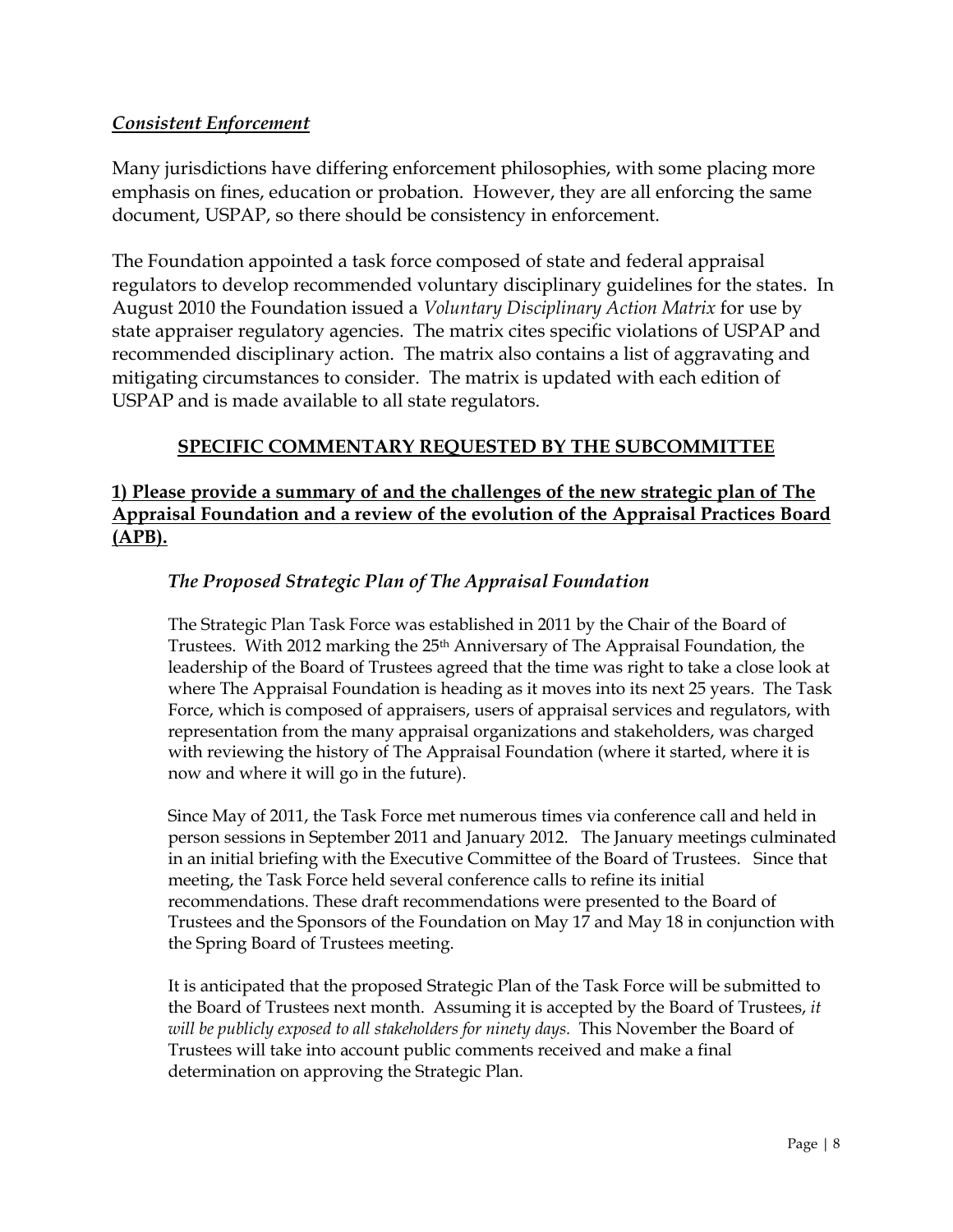***Consistent Enforcement***

Many jurisdictions have differing enforcement philosophies, with some placing more emphasis on fines, education or probation. However, they are all enforcing the same document, USPAP, so there should be consistency in enforcement.

The Foundation appointed a task force composed of state and federal appraisal regulators to develop recommended voluntary disciplinary guidelines for the states. In August 2010 the Foundation issued a *Voluntary Disciplinary Action Matrix* for use by state appraiser regulatory agencies. The matrix cites specific violations of USPAP and recommended disciplinary action. The matrix also contains a list of aggravating and mitigating circumstances to consider. The matrix is updated with each edition of USPAP and is made available to all state regulators.

## SPECIFIC COMMENTARY REQUESTED BY THE SUBCOMMITTEE

### 1) Please provide a summary of and the challenges of the new strategic plan of The Appraisal Foundation and a review of the evolution of the Appraisal Practices Board (APB).

#### *The Proposed Strategic Plan of The Appraisal Foundation*

The Strategic Plan Task Force was established in 2011 by the Chair of the Board of Trustees. With 2012 marking the 25th Anniversary of The Appraisal Foundation, the leadership of the Board of Trustees agreed that the time was right to take a close look at where The Appraisal Foundation is heading as it moves into its next 25 years. The Task Force, which is composed of appraisers, users of appraisal services and regulators, with representation from the many appraisal organizations and stakeholders, was charged with reviewing the history of The Appraisal Foundation (where it started, where it is now and where it will go in the future).

Since May of 2011, the Task Force met numerous times via conference call and held in person sessions in September 2011 and January 2012. The January meetings culminated in an initial briefing with the Executive Committee of the Board of Trustees. Since that meeting, the Task Force held several conference calls to refine its initial recommendations. These draft recommendations were presented to the Board of Trustees and the Sponsors of the Foundation on May 17 and May 18 in conjunction with the Spring Board of Trustees meeting.

It is anticipated that the proposed Strategic Plan of the Task Force will be submitted to the Board of Trustees next month. Assuming it is accepted by the Board of Trustees, *it will be publicly exposed to all stakeholders for ninety days.* This November the Board of Trustees will take into account public comments received and make a final determination on approving the Strategic Plan.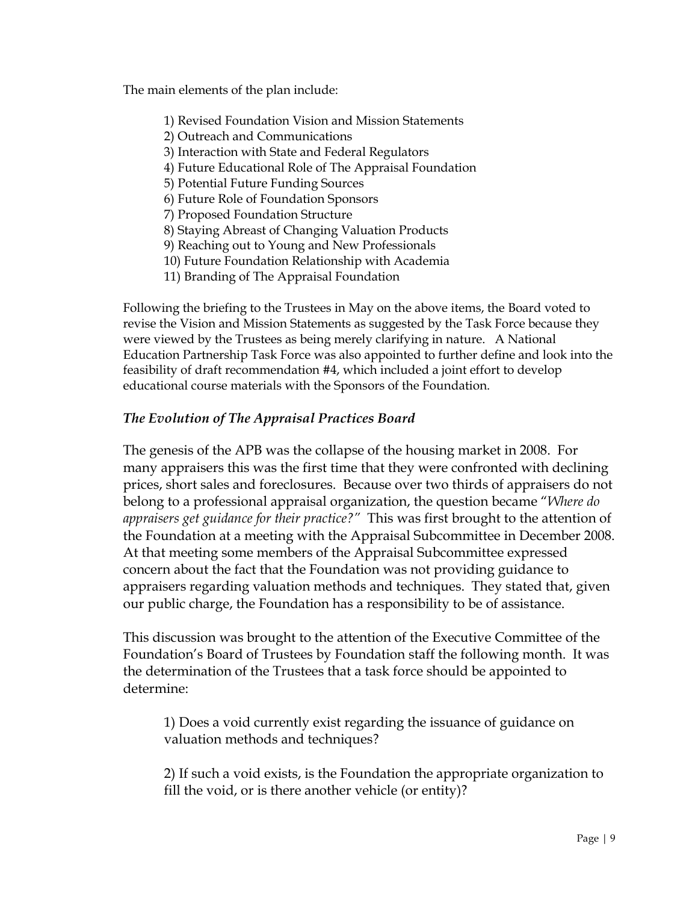The main elements of the plan include:

1) Revised Foundation Vision and Mission Statements
2) Outreach and Communications
3) Interaction with State and Federal Regulators
4) Future Educational Role of The Appraisal Foundation
5) Potential Future Funding Sources
6) Future Role of Foundation Sponsors
7) Proposed Foundation Structure
8) Staying Abreast of Changing Valuation Products
9) Reaching out to Young and New Professionals
10) Future Foundation Relationship with Academia
11) Branding of The Appraisal Foundation

Following the briefing to the Trustees in May on the above items, the Board voted to revise the Vision and Mission Statements as suggested by the Task Force because they were viewed by the Trustees as being merely clarifying in nature. A National Education Partnership Task Force was also appointed to further define and look into the feasibility of draft recommendation #4, which included a joint effort to develop educational course materials with the Sponsors of the Foundation.

### *The Evolution of The Appraisal Practices Board*

The genesis of the APB was the collapse of the housing market in 2008. For many appraisers this was the first time that they were confronted with declining prices, short sales and foreclosures. Because over two thirds of appraisers do not belong to a professional appraisal organization, the question became "*Where do appraisers get guidance for their practice?"* This was first brought to the attention of the Foundation at a meeting with the Appraisal Subcommittee in December 2008. At that meeting some members of the Appraisal Subcommittee expressed concern about the fact that the Foundation was not providing guidance to appraisers regarding valuation methods and techniques. They stated that, given our public charge, the Foundation has a responsibility to be of assistance.

This discussion was brought to the attention of the Executive Committee of the Foundation's Board of Trustees by Foundation staff the following month. It was the determination of the Trustees that a task force should be appointed to determine:

1) Does a void currently exist regarding the issuance of guidance on valuation methods and techniques?

2) If such a void exists, is the Foundation the appropriate organization to fill the void, or is there another vehicle (or entity)?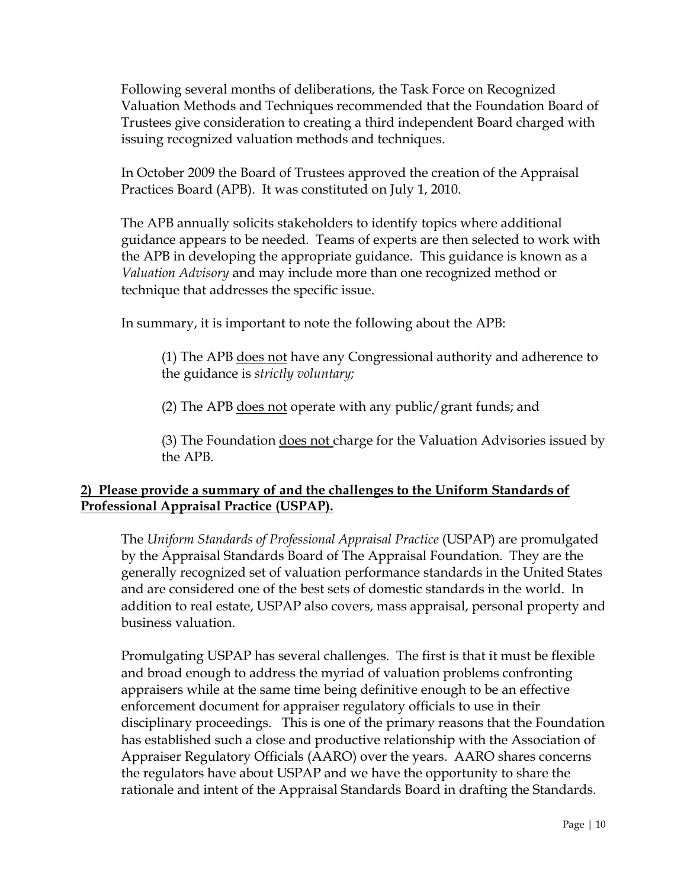Following several months of deliberations, the Task Force on Recognized Valuation Methods and Techniques recommended that the Foundation Board of Trustees give consideration to creating a third independent Board charged with issuing recognized valuation methods and techniques.

In October 2009 the Board of Trustees approved the creation of the Appraisal Practices Board (APB). It was constituted on July 1, 2010.

The APB annually solicits stakeholders to identify topics where additional guidance appears to be needed. Teams of experts are then selected to work with the APB in developing the appropriate guidance. This guidance is known as a *Valuation Advisory* and may include more than one recognized method or technique that addresses the specific issue.

In summary, it is important to note the following about the APB:

(1) The APB does not have any Congressional authority and adherence to the guidance is *strictly voluntary;*

(2) The APB does not operate with any public/grant funds; and

(3) The Foundation does not charge for the Valuation Advisories issued by the APB.

**2) Please provide a summary of and the challenges to the Uniform Standards of Professional Appraisal Practice (USPAP).**

The *Uniform Standards of Professional Appraisal Practice* (USPAP) are promulgated by the Appraisal Standards Board of The Appraisal Foundation. They are the generally recognized set of valuation performance standards in the United States and are considered one of the best sets of domestic standards in the world. In addition to real estate, USPAP also covers, mass appraisal, personal property and business valuation.

Promulgating USPAP has several challenges. The first is that it must be flexible and broad enough to address the myriad of valuation problems confronting appraisers while at the same time being definitive enough to be an effective enforcement document for appraiser regulatory officials to use in their disciplinary proceedings. This is one of the primary reasons that the Foundation has established such a close and productive relationship with the Association of Appraiser Regulatory Officials (AARO) over the years. AARO shares concerns the regulators have about USPAP and we have the opportunity to share the rationale and intent of the Appraisal Standards Board in drafting the Standards.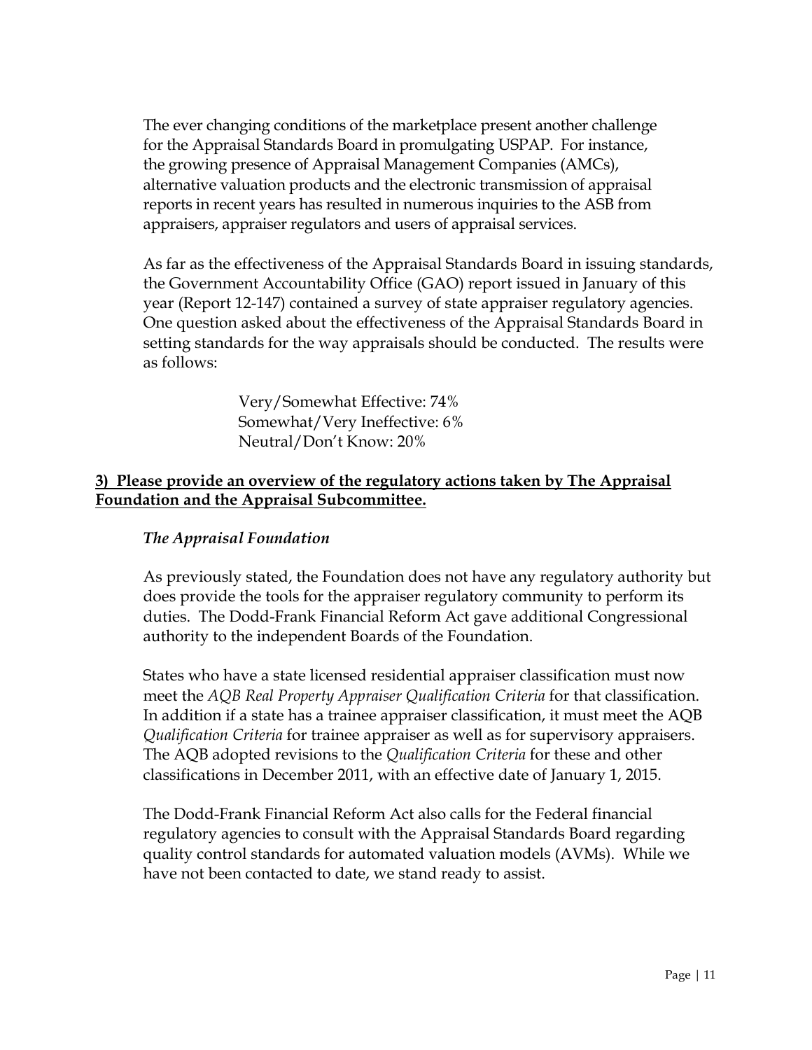The ever changing conditions of the marketplace present another challenge for the Appraisal Standards Board in promulgating USPAP. For instance, the growing presence of Appraisal Management Companies (AMCs), alternative valuation products and the electronic transmission of appraisal reports in recent years has resulted in numerous inquiries to the ASB from appraisers, appraiser regulators and users of appraisal services.

As far as the effectiveness of the Appraisal Standards Board in issuing standards, the Government Accountability Office (GAO) report issued in January of this year (Report 12-147) contained a survey of state appraiser regulatory agencies. One question asked about the effectiveness of the Appraisal Standards Board in setting standards for the way appraisals should be conducted. The results were as follows:

Very/Somewhat Effective: 74%
Somewhat/Very Ineffective: 6%
Neutral/Don't Know: 20%

**3) Please provide an overview of the regulatory actions taken by The Appraisal Foundation and the Appraisal Subcommittee.**

***The Appraisal Foundation***

As previously stated, the Foundation does not have any regulatory authority but does provide the tools for the appraiser regulatory community to perform its duties. The Dodd-Frank Financial Reform Act gave additional Congressional authority to the independent Boards of the Foundation.

States who have a state licensed residential appraiser classification must now meet the *AQB Real Property Appraiser Qualification Criteria* for that classification. In addition if a state has a trainee appraiser classification, it must meet the AQB *Qualification Criteria* for trainee appraiser as well as for supervisory appraisers. The AQB adopted revisions to the *Qualification Criteria* for these and other classifications in December 2011, with an effective date of January 1, 2015.

The Dodd-Frank Financial Reform Act also calls for the Federal financial regulatory agencies to consult with the Appraisal Standards Board regarding quality control standards for automated valuation models (AVMs). While we have not been contacted to date, we stand ready to assist.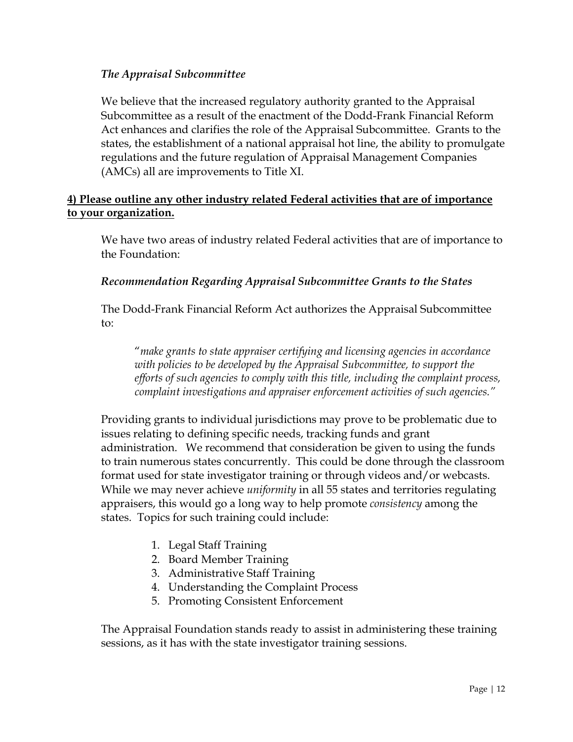### *The Appraisal Subcommittee*

We believe that the increased regulatory authority granted to the Appraisal Subcommittee as a result of the enactment of the Dodd-Frank Financial Reform Act enhances and clarifies the role of the Appraisal Subcommittee. Grants to the states, the establishment of a national appraisal hot line, the ability to promulgate regulations and the future regulation of Appraisal Management Companies (AMCs) all are improvements to Title XI.

## **4) Please outline any other industry related Federal activities that are of importance to your organization.**

We have two areas of industry related Federal activities that are of importance to the Foundation:

### *Recommendation Regarding Appraisal Subcommittee Grants to the States*

The Dodd-Frank Financial Reform Act authorizes the Appraisal Subcommittee to:

> "*make grants to state appraiser certifying and licensing agencies in accordance with policies to be developed by the Appraisal Subcommittee, to support the efforts of such agencies to comply with this title, including the complaint process, complaint investigations and appraiser enforcement activities of such agencies.*"

Providing grants to individual jurisdictions may prove to be problematic due to issues relating to defining specific needs, tracking funds and grant administration. We recommend that consideration be given to using the funds to train numerous states concurrently. This could be done through the classroom format used for state investigator training or through videos and/or webcasts. While we may never achieve *uniformity* in all 55 states and territories regulating appraisers, this would go a long way to help promote *consistency* among the states. Topics for such training could include:

1. Legal Staff Training
2. Board Member Training
3. Administrative Staff Training
4. Understanding the Complaint Process
5. Promoting Consistent Enforcement

The Appraisal Foundation stands ready to assist in administering these training sessions, as it has with the state investigator training sessions.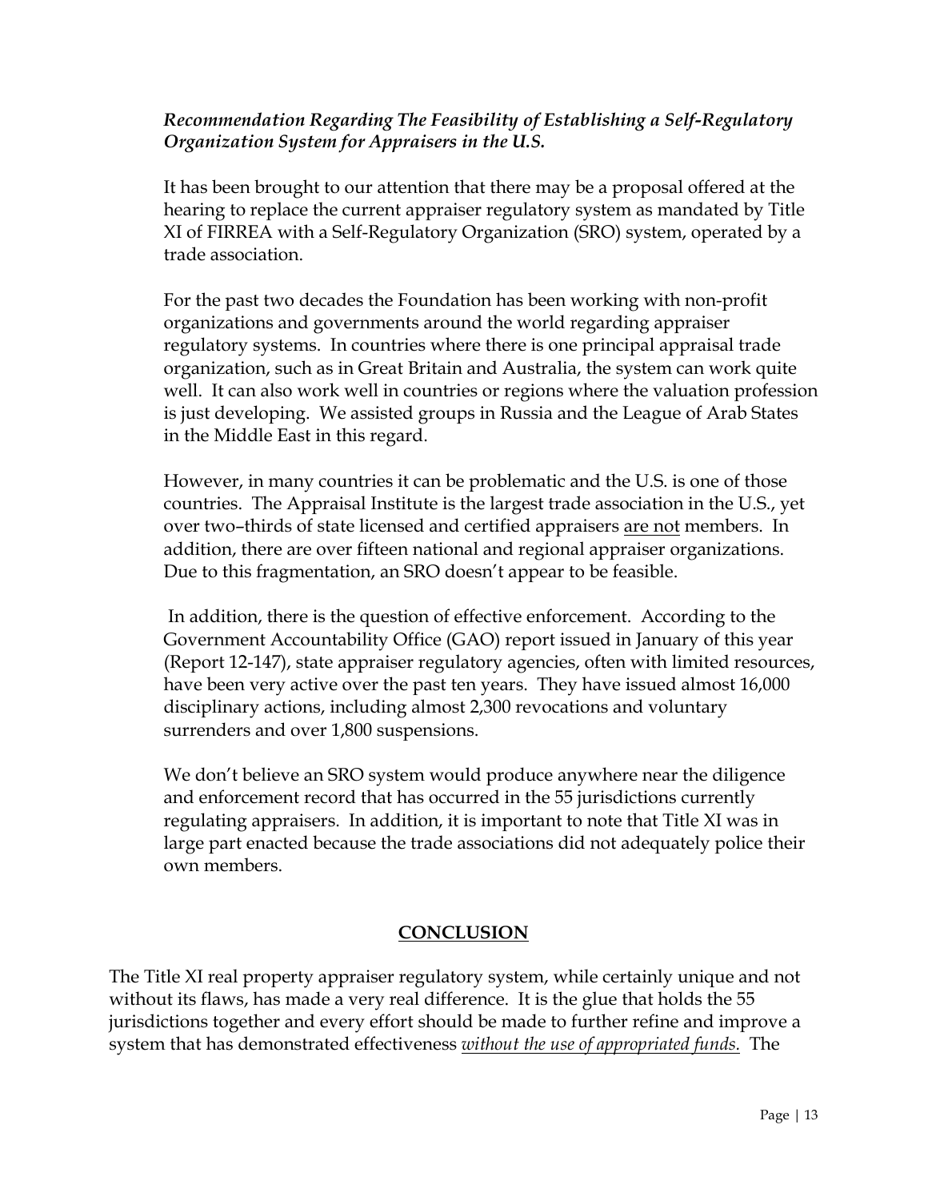***Recommendation Regarding The Feasibility of Establishing a Self-Regulatory Organization System for Appraisers in the U.S.***

It has been brought to our attention that there may be a proposal offered at the hearing to replace the current appraiser regulatory system as mandated by Title XI of FIRREA with a Self-Regulatory Organization (SRO) system, operated by a trade association.

For the past two decades the Foundation has been working with non-profit organizations and governments around the world regarding appraiser regulatory systems. In countries where there is one principal appraisal trade organization, such as in Great Britain and Australia, the system can work quite well. It can also work well in countries or regions where the valuation profession is just developing. We assisted groups in Russia and the League of Arab States in the Middle East in this regard.

However, in many countries it can be problematic and the U.S. is one of those countries. The Appraisal Institute is the largest trade association in the U.S., yet over two–thirds of state licensed and certified appraisers <u>are not</u> members. In addition, there are over fifteen national and regional appraiser organizations. Due to this fragmentation, an SRO doesn't appear to be feasible.

In addition, there is the question of effective enforcement. According to the Government Accountability Office (GAO) report issued in January of this year (Report 12-147), state appraiser regulatory agencies, often with limited resources, have been very active over the past ten years. They have issued almost 16,000 disciplinary actions, including almost 2,300 revocations and voluntary surrenders and over 1,800 suspensions.

We don't believe an SRO system would produce anywhere near the diligence and enforcement record that has occurred in the 55 jurisdictions currently regulating appraisers. In addition, it is important to note that Title XI was in large part enacted because the trade associations did not adequately police their own members.

## CONCLUSION

The Title XI real property appraiser regulatory system, while certainly unique and not without its flaws, has made a very real difference. It is the glue that holds the 55 jurisdictions together and every effort should be made to further refine and improve a system that has demonstrated effectiveness <u>*without the use of appropriated funds.*</u> The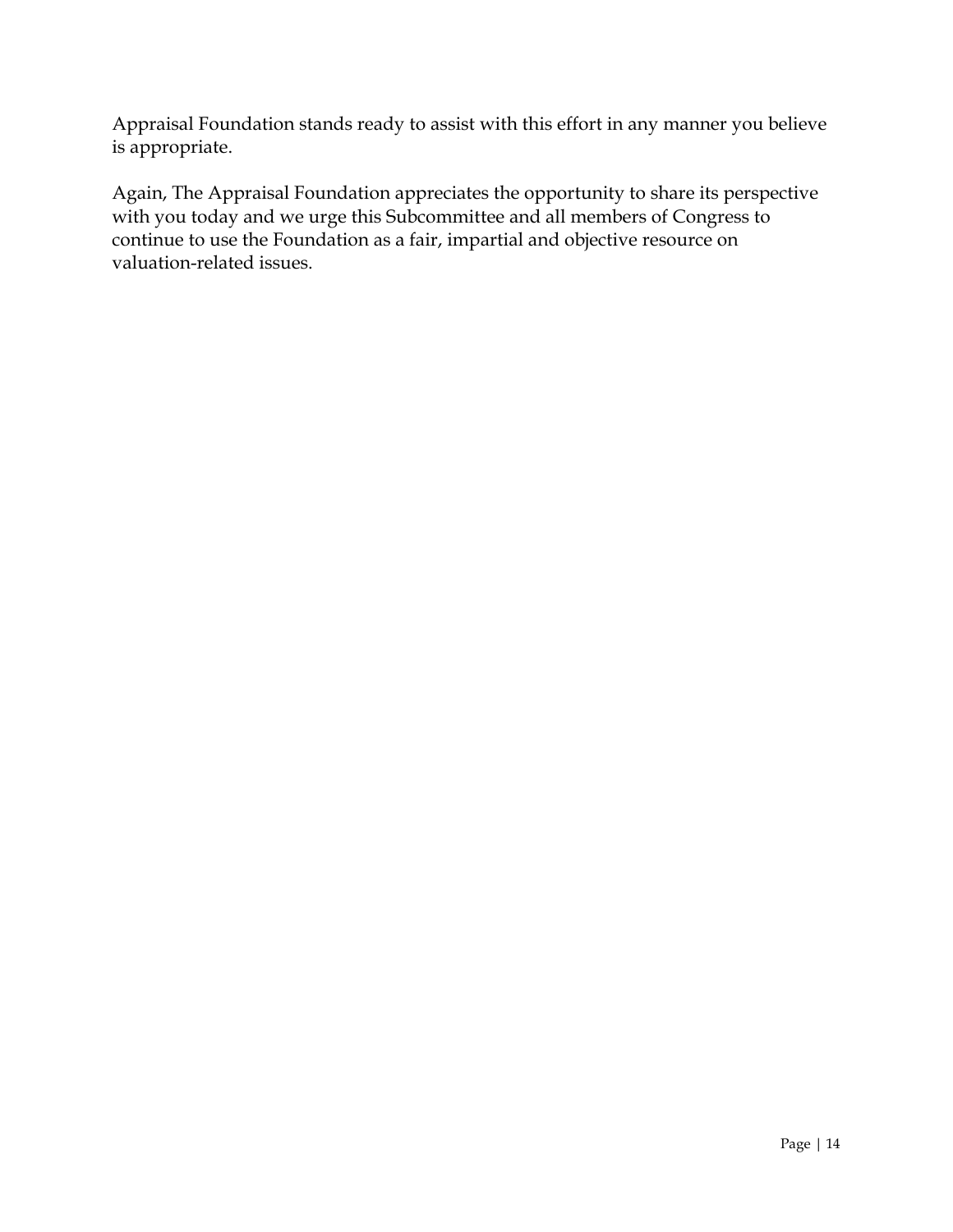Appraisal Foundation stands ready to assist with this effort in any manner you believe is appropriate.

Again, The Appraisal Foundation appreciates the opportunity to share its perspective with you today and we urge this Subcommittee and all members of Congress to continue to use the Foundation as a fair, impartial and objective resource on valuation-related issues.